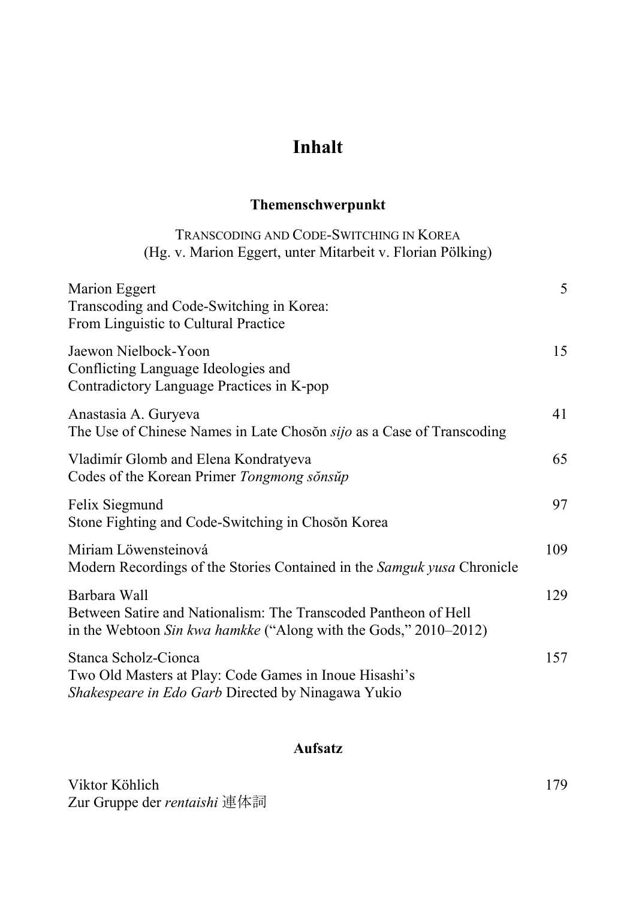# Inhalt

## Themenschwerpunkt

TRANSCODING AND CODE-SWITCHING IN KOREA
(Hg. v. Marion Eggert, unter Mitarbeit v. Florian Pölking)

Marion Eggert — 5
Transcoding and Code-Switching in Korea:
From Linguistic to Cultural Practice

Jaewon Nielbock-Yoon — 15
Conflicting Language Ideologies and
Contradictory Language Practices in K-pop

Anastasia A. Guryeva — 41
The Use of Chinese Names in Late Chosŏn *sijo* as a Case of Transcoding

Vladimír Glomb and Elena Kondratyeva — 65
Codes of the Korean Primer *Tongmong sŏnsŭp*

Felix Siegmund — 97
Stone Fighting and Code-Switching in Chosŏn Korea

Miriam Löwensteinová — 109
Modern Recordings of the Stories Contained in the *Samguk yusa* Chronicle

Barbara Wall — 129
Between Satire and Nationalism: The Transcoded Pantheon of Hell
in the Webtoon *Sin kwa hamkke* ("Along with the Gods," 2010–2012)

Stanca Scholz-Cionca — 157
Two Old Masters at Play: Code Games in Inoue Hisashi's
*Shakespeare in Edo Garb* Directed by Ninagawa Yukio

## Aufsatz

Viktor Köhlich — 179
Zur Gruppe der *rentaishi* 連体詞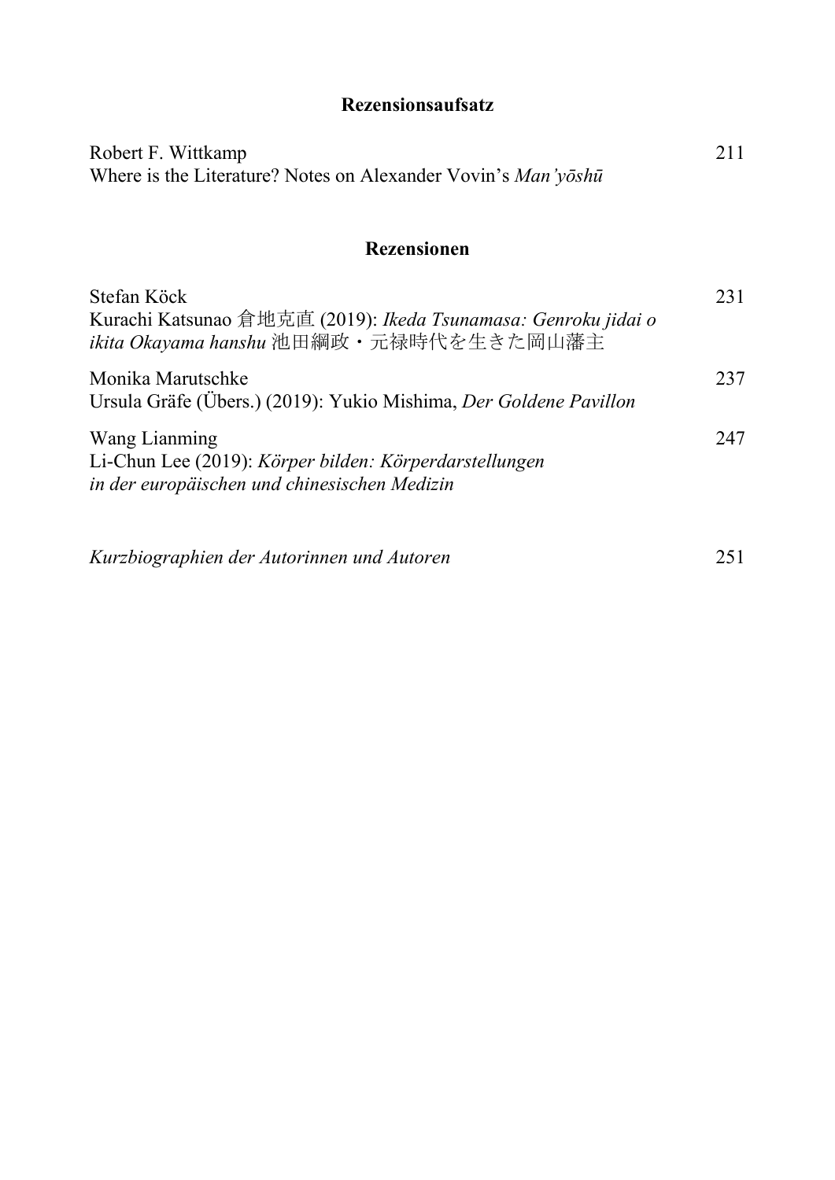## Rezensionsaufsatz

Robert F. Wittkamp
Where is the Literature? Notes on Alexander Vovin's *Man'yōshū* 211

## Rezensionen

Stefan Köck
Kurachi Katsunao 倉地克直 (2019): *Ikeda Tsunamasa: Genroku jidai o ikita Okayama hanshu* 池田綱政・元禄時代を生きた岡山藩主 231

Monika Marutschke
Ursula Gräfe (Übers.) (2019): Yukio Mishima, *Der Goldene Pavillon* 237

Wang Lianming
Li-Chun Lee (2019): *Körper bilden: Körperdarstellungen in der europäischen und chinesischen Medizin* 247

*Kurzbiographien der Autorinnen und Autoren* 251